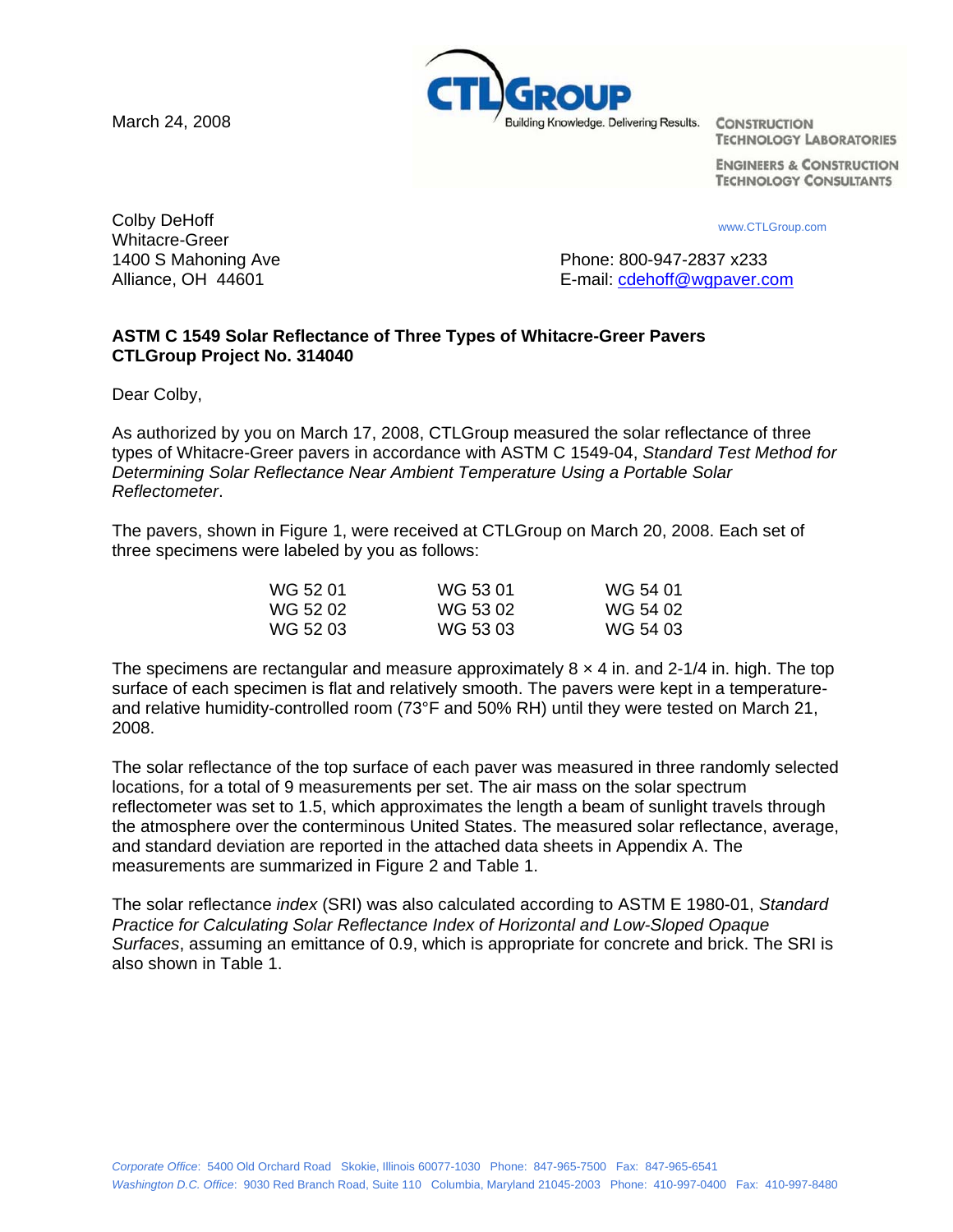March 24, 2008

CTLGroup — Building Knowledge. Delivering Results.

CONSTRUCTION TECHNOLOGY LABORATORIES

ENGINEERS & CONSTRUCTION TECHNOLOGY CONSULTANTS

www.CTLGroup.com

Colby DeHoff
Whitacre-Greer
1400 S Mahoning Ave
Alliance, OH 44601

Phone: 800-947-2837 x233
E-mail: cdehoff@wgpaver.com

**ASTM C 1549 Solar Reflectance of Three Types of Whitacre-Greer Pavers**
**CTLGroup Project No. 314040**

Dear Colby,

As authorized by you on March 17, 2008, CTLGroup measured the solar reflectance of three types of Whitacre-Greer pavers in accordance with ASTM C 1549-04, *Standard Test Method for Determining Solar Reflectance Near Ambient Temperature Using a Portable Solar Reflectometer*.

The pavers, shown in Figure 1, were received at CTLGroup on March 20, 2008. Each set of three specimens were labeled by you as follows:

| | | |
|---|---|---|
| WG 52 01 | WG 53 01 | WG 54 01 |
| WG 52 02 | WG 53 02 | WG 54 02 |
| WG 52 03 | WG 53 03 | WG 54 03 |

The specimens are rectangular and measure approximately 8 × 4 in. and 2-1/4 in. high. The top surface of each specimen is flat and relatively smooth. The pavers were kept in a temperature- and relative humidity-controlled room (73°F and 50% RH) until they were tested on March 21, 2008.

The solar reflectance of the top surface of each paver was measured in three randomly selected locations, for a total of 9 measurements per set. The air mass on the solar spectrum reflectometer was set to 1.5, which approximates the length a beam of sunlight travels through the atmosphere over the conterminous United States. The measured solar reflectance, average, and standard deviation are reported in the attached data sheets in Appendix A. The measurements are summarized in Figure 2 and Table 1.

The solar reflectance *index* (SRI) was also calculated according to ASTM E 1980-01, *Standard Practice for Calculating Solar Reflectance Index of Horizontal and Low-Sloped Opaque Surfaces*, assuming an emittance of 0.9, which is appropriate for concrete and brick. The SRI is also shown in Table 1.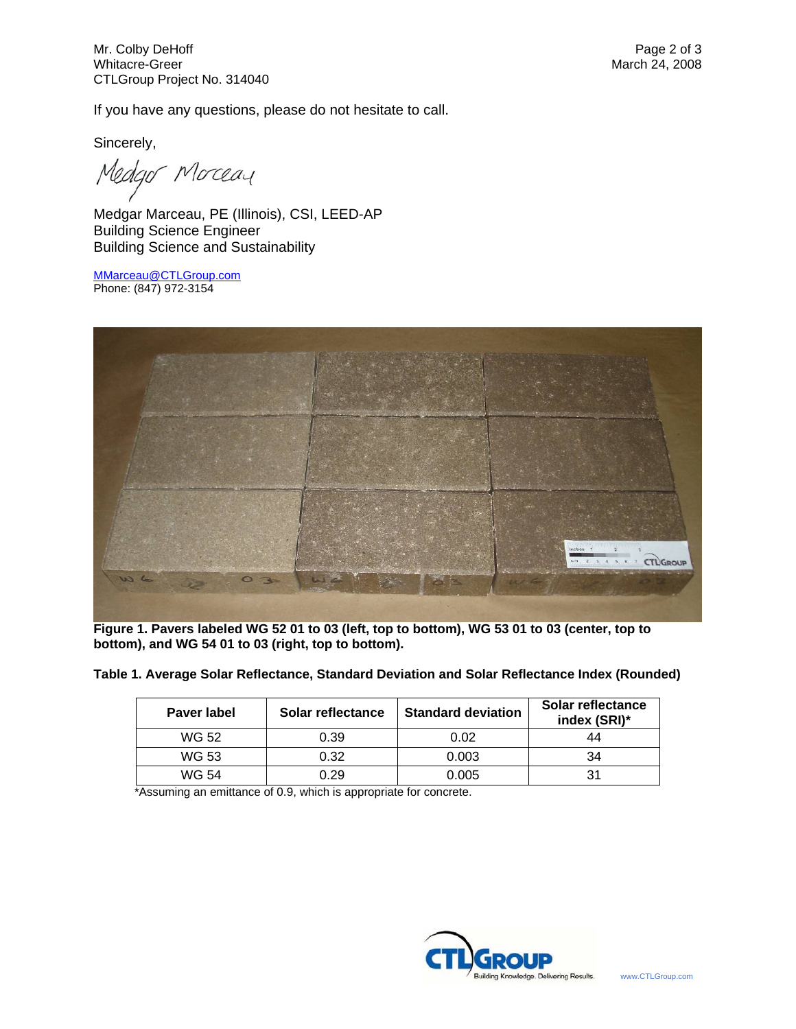Mr. Colby DeHoff
Whitacre-Greer
CTLGroup Project No. 314040

March 24, 2008

If you have any questions, please do not hesitate to call.

Sincerely,

Medgar Marceau

Medgar Marceau, PE (Illinois), CSI, LEED-AP
Building Science Engineer
Building Science and Sustainability

MMarceau@CTLGroup.com
Phone: (847) 972-3154

**Figure 1. Pavers labeled WG 52 01 to 03 (left, top to bottom), WG 53 01 to 03 (center, top to bottom), and WG 54 01 to 03 (right, top to bottom).**

**Table 1. Average Solar Reflectance, Standard Deviation and Solar Reflectance Index (Rounded)**

| Paver label | Solar reflectance | Standard deviation | Solar reflectance index (SRI)* |
|---|---|---|---|
| WG 52 | 0.39 | 0.02 | 44 |
| WG 53 | 0.32 | 0.003 | 34 |
| WG 54 | 0.29 | 0.005 | 31 |

*Assuming an emittance of 0.9, which is appropriate for concrete.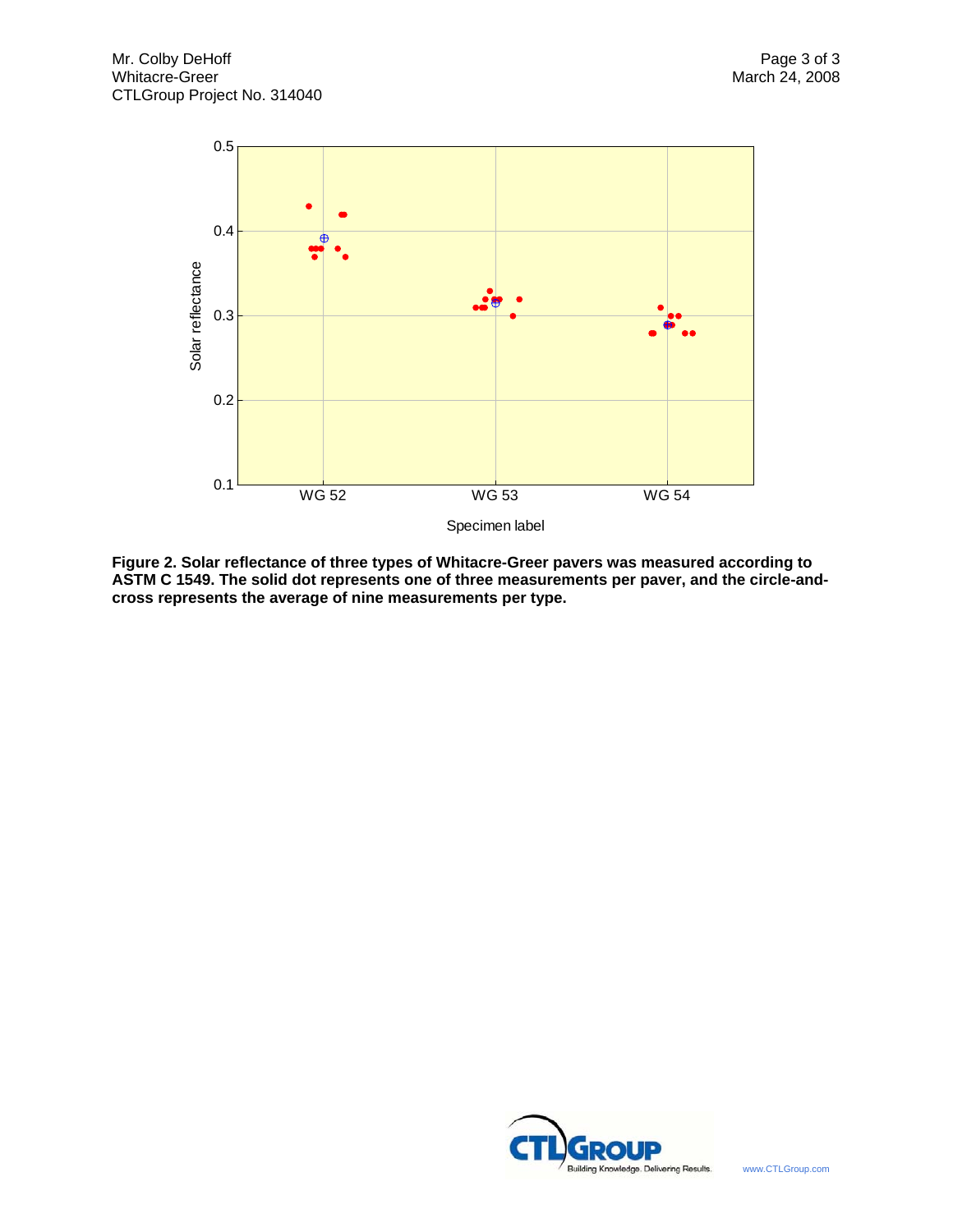**Figure 2. Solar reflectance of three types of Whitacre-Greer pavers was measured according to ASTM C 1549. The solid dot represents one of three measurements per paver, and the circle-and-cross represents the average of nine measurements per type.**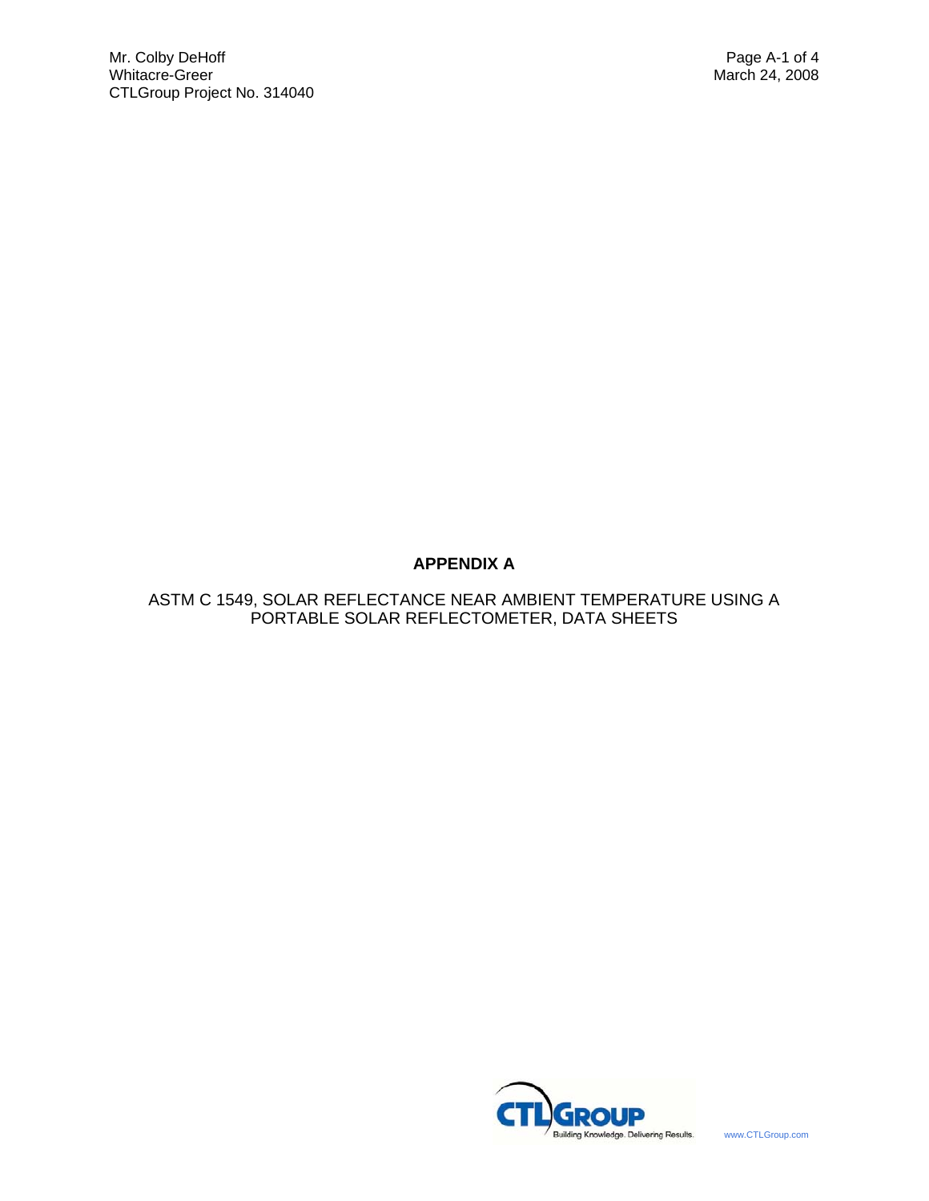# APPENDIX A

ASTM C 1549, SOLAR REFLECTANCE NEAR AMBIENT TEMPERATURE USING A PORTABLE SOLAR REFLECTOMETER, DATA SHEETS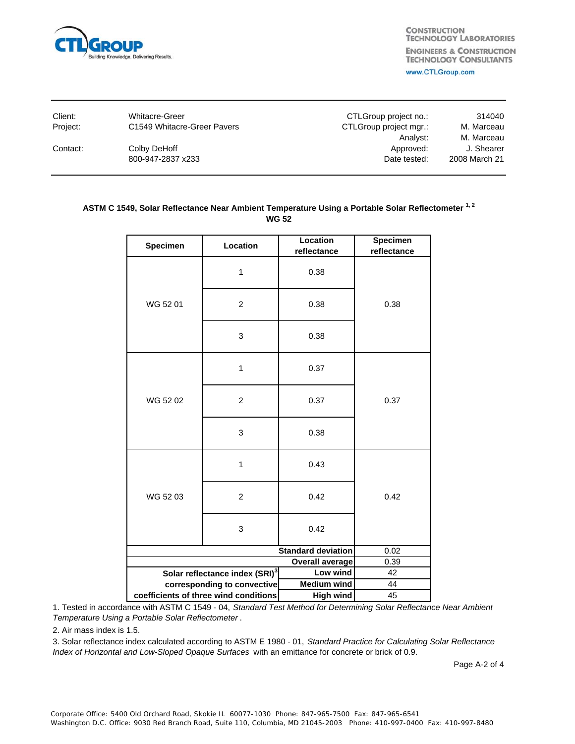CONSTRUCTION TECHNOLOGY LABORATORIES

ENGINEERS & CONSTRUCTION TECHNOLOGY CONSULTANTS

www.CTLGroup.com

| | | | |
|---|---|---|---|
| Client: | Whitacre-Greer | CTLGroup project no.: | 314040 |
| Project: | C1549 Whitacre-Greer Pavers | CTLGroup project mgr.: | M. Marceau |
| | | Analyst: | M. Marceau |
| Contact: | Colby DeHoff | Approved: | J. Shearer |
| | 800-947-2837 x233 | Date tested: | 2008 March 21 |

**ASTM C 1549, Solar Reflectance Near Ambient Temperature Using a Portable Solar Reflectometer [1, 2]**
**WG 52**

| Specimen | Location | Location reflectance | Specimen reflectance |
|---|---|---|---|
| WG 52 01 | 1 | 0.38 | 0.38 |
| | 2 | 0.38 | |
| | 3 | 0.38 | |
| WG 52 02 | 1 | 0.37 | 0.37 |
| | 2 | 0.37 | |
| | 3 | 0.38 | |
| WG 52 03 | 1 | 0.43 | 0.42 |
| | 2 | 0.42 | |
| | 3 | 0.42 | |
| | | **Standard deviation** | 0.02 |
| | | **Overall average** | 0.39 |
| **Solar reflectance index (SRI)[3] corresponding to convective coefficients of three wind conditions** | | **Low wind** | 42 |
| | | **Medium wind** | 44 |
| | | **High wind** | 45 |

1. Tested in accordance with ASTM C 1549 - 04, *Standard Test Method for Determining Solar Reflectance Near Ambient Temperature Using a Portable Solar Reflectometer* .

2. Air mass index is 1.5.

3. Solar reflectance index calculated according to ASTM E 1980 - 01, *Standard Practice for Calculating Solar Reflectance Index of Horizontal and Low-Sloped Opaque Surfaces* with an emittance for concrete or brick of 0.9.

Page A-2 of 4

Corporate Office: 5400 Old Orchard Road, Skokie IL 60077-1030 Phone: 847-965-7500 Fax: 847-965-6541
Washington D.C. Office: 9030 Red Branch Road, Suite 110, Columbia, MD 21045-2003 Phone: 410-997-0400 Fax: 410-997-8480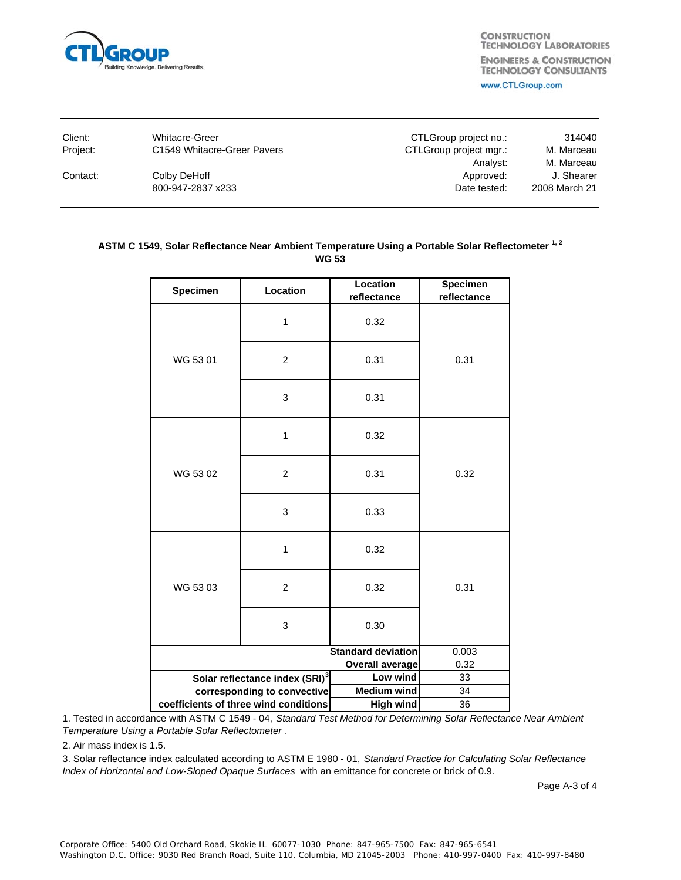CTLGroup — Building Knowledge. Delivering Results.

CONSTRUCTION TECHNOLOGY LABORATORIES
ENGINEERS & CONSTRUCTION TECHNOLOGY CONSULTANTS
www.CTLGroup.com

| | | | |
|---|---|---|---|
| Client: | Whitacre-Greer | CTLGroup project no.: | 314040 |
| Project: | C1549 Whitacre-Greer Pavers | CTLGroup project mgr.: | M. Marceau |
| | | Analyst: | M. Marceau |
| Contact: | Colby DeHoff | Approved: | J. Shearer |
| | 800-947-2837 x233 | Date tested: | 2008 March 21 |

### ASTM C 1549, Solar Reflectance Near Ambient Temperature Using a Portable Solar Reflectometer [1, 2]
### WG 53

| Specimen | Location | Location reflectance | Specimen reflectance |
|---|---|---|---|
| WG 53 01 | 1 | 0.32 | 0.31 |
| | 2 | 0.31 | |
| | 3 | 0.31 | |
| WG 53 02 | 1 | 0.32 | 0.32 |
| | 2 | 0.31 | |
| | 3 | 0.33 | |
| WG 53 03 | 1 | 0.32 | 0.31 |
| | 2 | 0.32 | |
| | 3 | 0.30 | |
| | | **Standard deviation** | 0.003 |
| | | **Overall average** | 0.32 |
| **Solar reflectance index (SRI)[3] corresponding to convective coefficients of three wind conditions** | | **Low wind** | 33 |
| | | **Medium wind** | 34 |
| | | **High wind** | 36 |

1. Tested in accordance with ASTM C 1549 - 04, *Standard Test Method for Determining Solar Reflectance Near Ambient Temperature Using a Portable Solar Reflectometer* .

2. Air mass index is 1.5.

3. Solar reflectance index calculated according to ASTM E 1980 - 01, *Standard Practice for Calculating Solar Reflectance Index of Horizontal and Low-Sloped Opaque Surfaces* with an emittance for concrete or brick of 0.9.

Corporate Office: 5400 Old Orchard Road, Skokie IL 60077-1030 Phone: 847-965-7500 Fax: 847-965-6541
Washington D.C. Office: 9030 Red Branch Road, Suite 110, Columbia, MD 21045-2003 Phone: 410-997-0400 Fax: 410-997-8480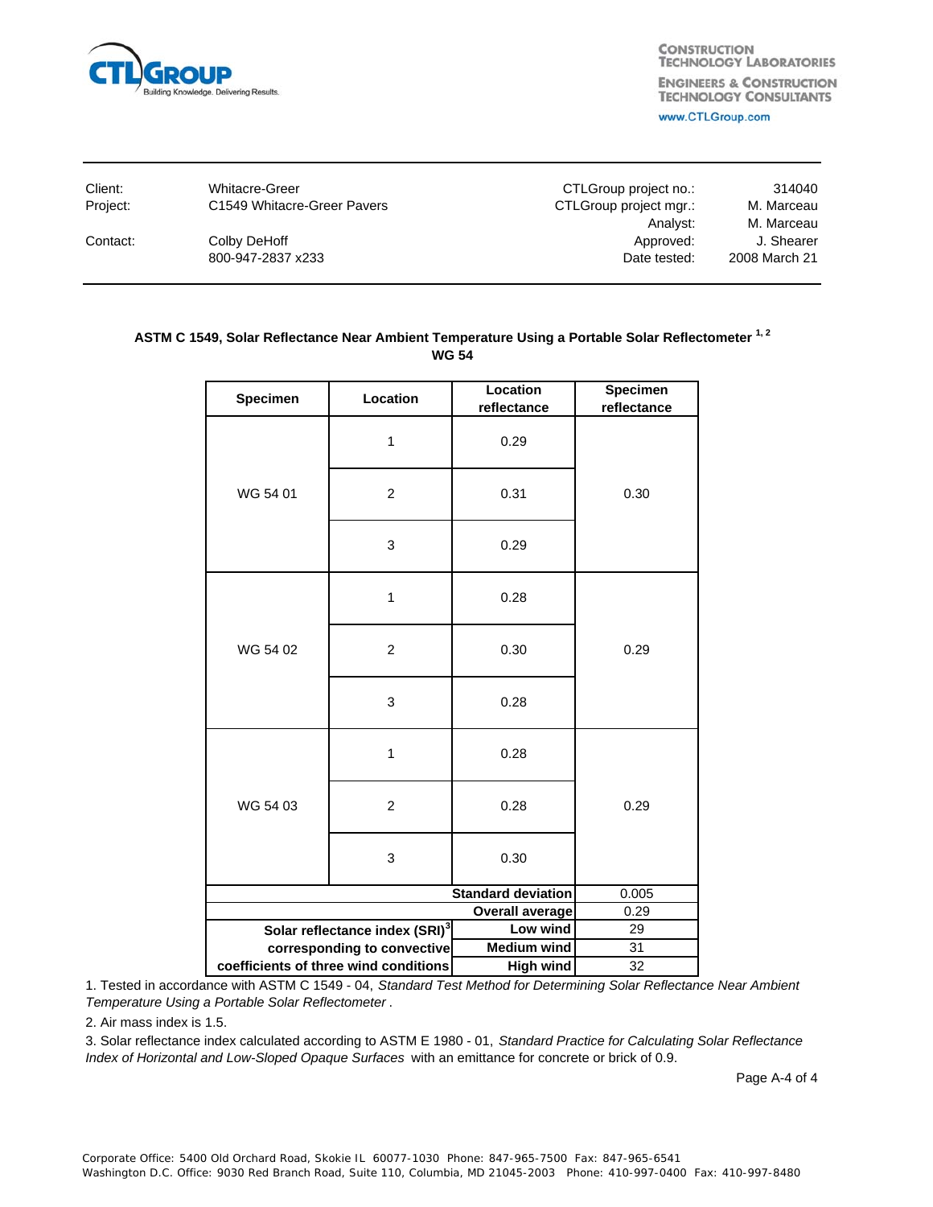CTLGROUP
Building Knowledge. Delivering Results.

CONSTRUCTION TECHNOLOGY LABORATORIES
ENGINEERS & CONSTRUCTION TECHNOLOGY CONSULTANTS
www.CTLGroup.com

| | | | |
|---|---|---|---|
| Client: | Whitacre-Greer | CTLGroup project no.: | 314040 |
| Project: | C1549 Whitacre-Greer Pavers | CTLGroup project mgr.: | M. Marceau |
| | | Analyst: | M. Marceau |
| Contact: | Colby DeHoff | Approved: | J. Shearer |
| | 800-947-2837 x233 | Date tested: | 2008 March 21 |

**ASTM C 1549, Solar Reflectance Near Ambient Temperature Using a Portable Solar Reflectometer [1, 2]**
**WG 54**

| Specimen | Location | Location reflectance | Specimen reflectance |
|---|---|---|---|
| WG 54 01 | 1 | 0.29 | 0.30 |
| | 2 | 0.31 | |
| | 3 | 0.29 | |
| WG 54 02 | 1 | 0.28 | 0.29 |
| | 2 | 0.30 | |
| | 3 | 0.28 | |
| WG 54 03 | 1 | 0.28 | 0.29 |
| | 2 | 0.28 | |
| | 3 | 0.30 | |
| | | **Standard deviation** | 0.005 |
| | | **Overall average** | 0.29 |
| **Solar reflectance index (SRI)[3] corresponding to convective coefficients of three wind conditions** | | **Low wind** | 29 |
| | | **Medium wind** | 31 |
| | | **High wind** | 32 |

1. Tested in accordance with ASTM C 1549 - 04, *Standard Test Method for Determining Solar Reflectance Near Ambient Temperature Using a Portable Solar Reflectometer*.

2. Air mass index is 1.5.

3. Solar reflectance index calculated according to ASTM E 1980 - 01, *Standard Practice for Calculating Solar Reflectance Index of Horizontal and Low-Sloped Opaque Surfaces* with an emittance for concrete or brick of 0.9.

Page A-4 of 4

Corporate Office: 5400 Old Orchard Road, Skokie IL 60077-1030 Phone: 847-965-7500 Fax: 847-965-6541
Washington D.C. Office: 9030 Red Branch Road, Suite 110, Columbia, MD 21045-2003 Phone: 410-997-0400 Fax: 410-997-8480